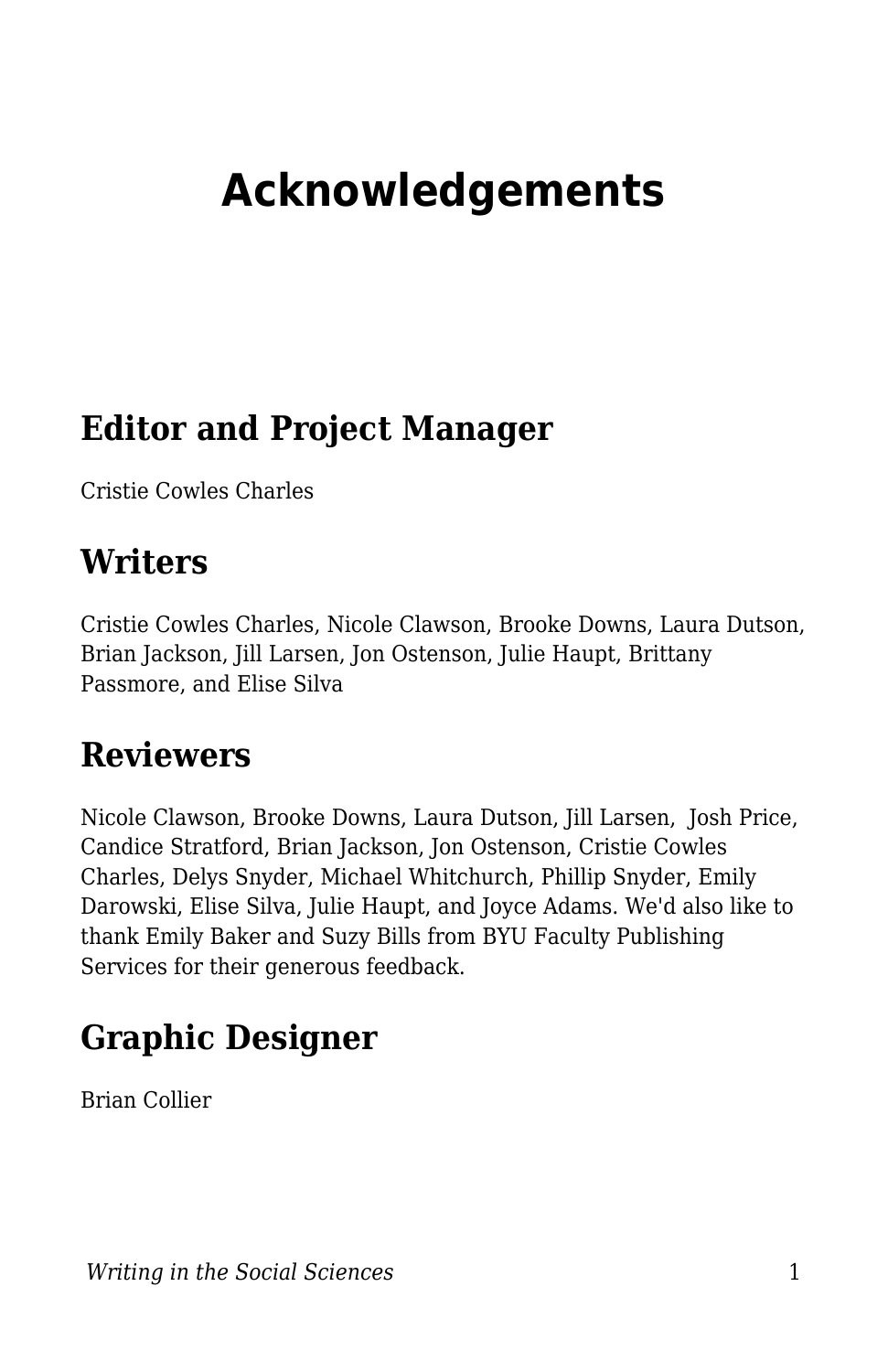# Acknowledgements

## Editor and Project Manager

Cristie Cowles Charles

## Writers

Cristie Cowles Charles, Nicole Clawson, Brooke Downs, Laura Dutson, Brian Jackson, Jill Larsen, Jon Ostenson, Julie Haupt, Brittany Passmore, and Elise Silva

## Reviewers

Nicole Clawson, Brooke Downs, Laura Dutson, Jill Larsen, Josh Price, Candice Stratford, Brian Jackson, Jon Ostenson, Cristie Cowles Charles, Delys Snyder, Michael Whitchurch, Phillip Snyder, Emily Darowski, Elise Silva, Julie Haupt, and Joyce Adams. We'd also like to thank Emily Baker and Suzy Bills from BYU Faculty Publishing Services for their generous feedback.

## Graphic Designer

Brian Collier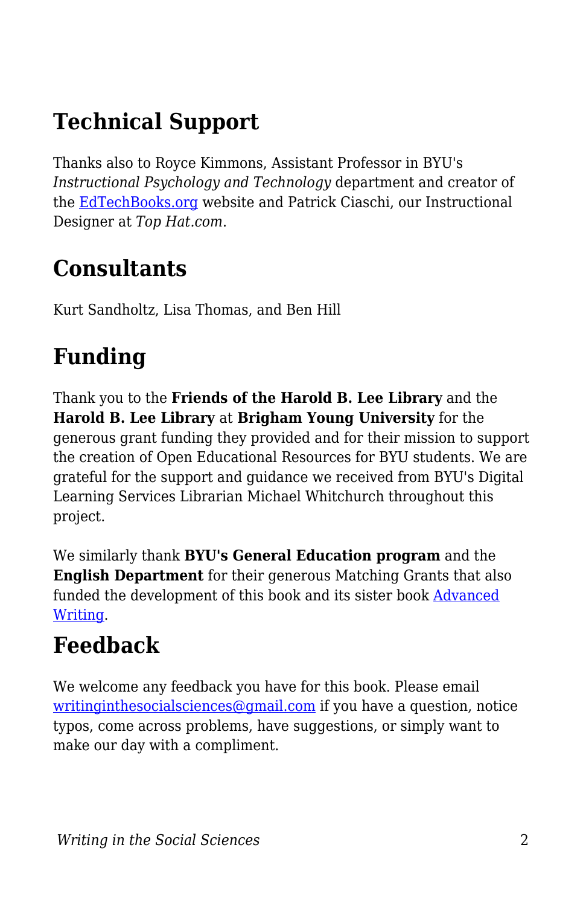## Technical Support

Thanks also to Royce Kimmons, Assistant Professor in BYU's *Instructional Psychology and Technology* department and creator of the [EdTechBooks.org](EdTechBooks.org) website and Patrick Ciaschi, our Instructional Designer at *Top Hat.com*.

## Consultants

Kurt Sandholtz, Lisa Thomas, and Ben Hill

## Funding

Thank you to the **Friends of the Harold B. Lee Library** and the **Harold B. Lee Library** at **Brigham Young University** for the generous grant funding they provided and for their mission to support the creation of Open Educational Resources for BYU students. We are grateful for the support and guidance we received from BYU's Digital Learning Services Librarian Michael Whitchurch throughout this project.

We similarly thank **BYU's General Education program** and the **English Department** for their generous Matching Grants that also funded the development of this book and its sister book [Advanced Writing](Advanced Writing).

## Feedback

We welcome any feedback you have for this book. Please email [writinginthesocialsciences@gmail.com](mailto:writinginthesocialsciences@gmail.com) if you have a question, notice typos, come across problems, have suggestions, or simply want to make our day with a compliment.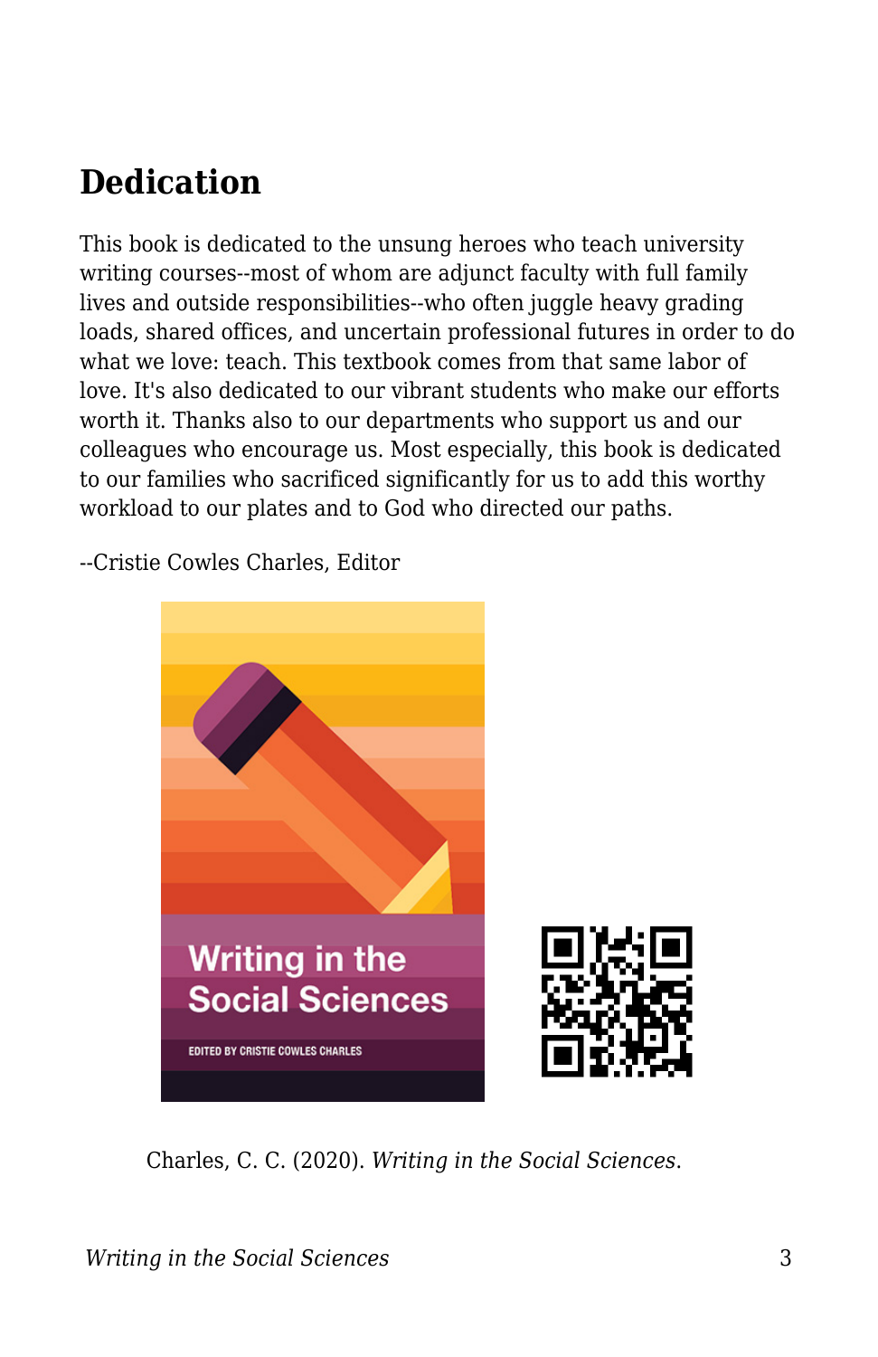## Dedication

This book is dedicated to the unsung heroes who teach university writing courses--most of whom are adjunct faculty with full family lives and outside responsibilities--who often juggle heavy grading loads, shared offices, and uncertain professional futures in order to do what we love: teach. This textbook comes from that same labor of love. It's also dedicated to our vibrant students who make our efforts worth it. Thanks also to our departments who support us and our colleagues who encourage us. Most especially, this book is dedicated to our families who sacrificed significantly for us to add this worthy workload to our plates and to God who directed our paths.

--Cristie Cowles Charles, Editor

Charles, C. C. (2020). *Writing in the Social Sciences*.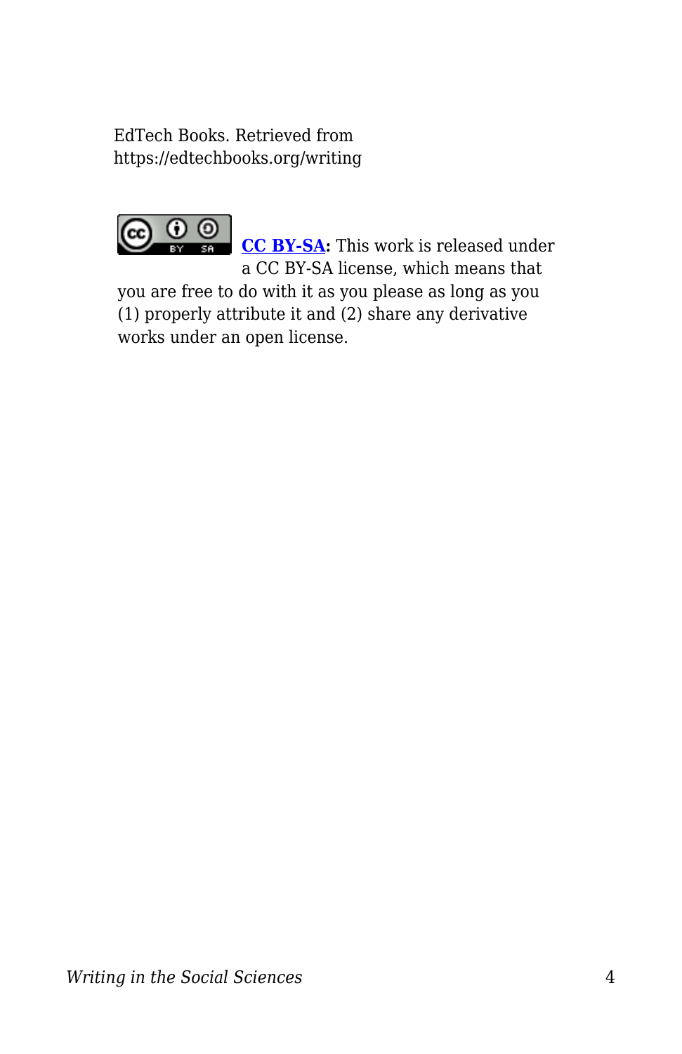EdTech Books. Retrieved from https://edtechbooks.org/writing

**CC BY-SA:** This work is released under a CC BY-SA license, which means that you are free to do with it as you please as long as you (1) properly attribute it and (2) share any derivative works under an open license.